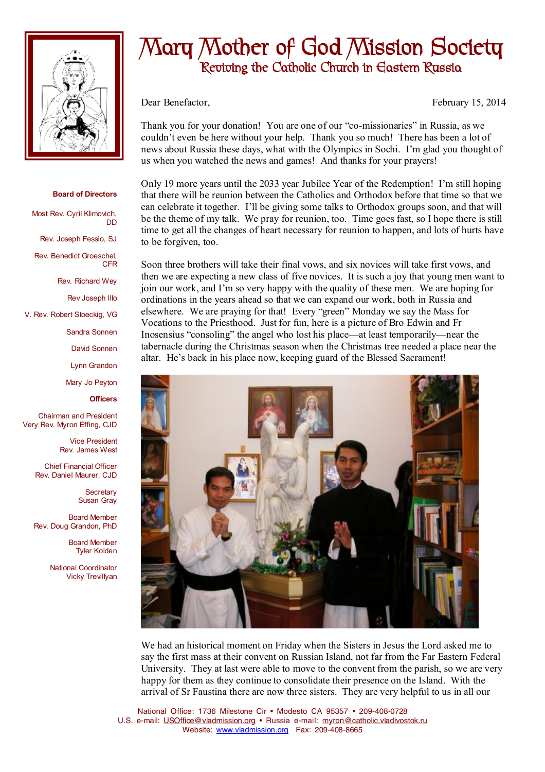# Mary Mother of God Mission Society

## Reviving the Catholic Church in Eastern Russia

**Board of Directors**

Most Rev. Cyril Klimovich, DD

Rev. Joseph Fessio, SJ

Rev. Benedict Groeschel, CFR

Rev. Richard Wey

Rev Joseph Illo

V. Rev. Robert Stoeckig, VG

Sandra Sonnen

David Sonnen

Lynn Grandon

Mary Jo Peyton

**Officers**

Chairman and President
Very Rev. Myron Effing, CJD

Vice President
Rev. James West

Chief Financial Officer
Rev. Daniel Maurer, CJD

Secretary
Susan Gray

Board Member
Rev. Doug Grandon, PhD

Board Member
Tyler Kolden

National Coordinator
Vicky Trevillyan

Dear Benefactor, February 15, 2014

Thank you for your donation! You are one of our "co-missionaries" in Russia, as we couldn't even be here without your help. Thank you so much! There has been a lot of news about Russia these days, what with the Olympics in Sochi. I'm glad you thought of us when you watched the news and games! And thanks for your prayers!

Only 19 more years until the 2033 year Jubilee Year of the Redemption! I'm still hoping that there will be reunion between the Catholics and Orthodox before that time so that we can celebrate it together. I'll be giving some talks to Orthodox groups soon, and that will be the theme of my talk. We pray for reunion, too. Time goes fast, so I hope there is still time to get all the changes of heart necessary for reunion to happen, and lots of hurts have to be forgiven, too.

Soon three brothers will take their final vows, and six novices will take first vows, and then we are expecting a new class of five novices. It is such a joy that young men want to join our work, and I'm so very happy with the quality of these men. We are hoping for ordinations in the years ahead so that we can expand our work, both in Russia and elsewhere. We are praying for that! Every "green" Monday we say the Mass for Vocations to the Priesthood. Just for fun, here is a picture of Bro Edwin and Fr Inosensius "consoling" the angel who lost his place—at least temporarily—near the tabernacle during the Christmas season when the Christmas tree needed a place near the altar. He's back in his place now, keeping guard of the Blessed Sacrament!

We had an historical moment on Friday when the Sisters in Jesus the Lord asked me to say the first mass at their convent on Russian Island, not far from the Far Eastern Federal University. They at last were able to move to the convent from the parish, so we are very happy for them as they continue to consolidate their presence on the Island. With the arrival of Sr Faustina there are now three sisters. They are very helpful to us in all our

National Office: 1736 Milestone Cir • Modesto CA 95357 • 209-408-0728
U.S. e-mail: USOffice@vladmission.org • Russia e-mail: myron@catholic.vladivostok.ru
Website: www.vladmission.org Fax: 209-408-8665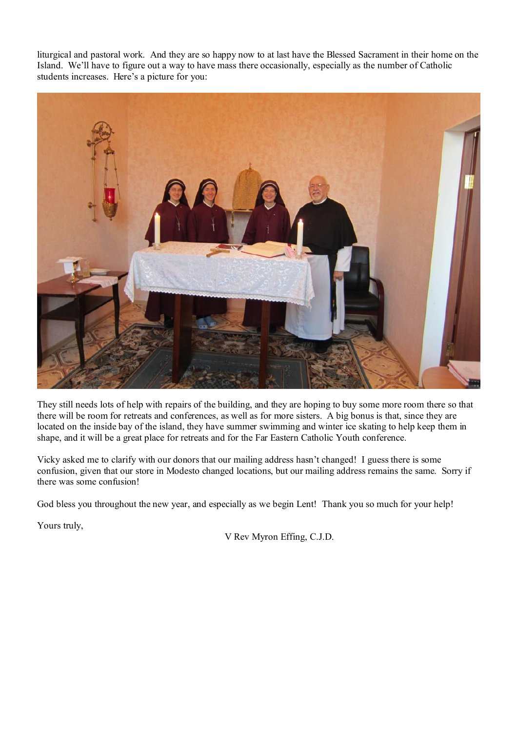liturgical and pastoral work. And they are so happy now to at last have the Blessed Sacrament in their home on the Island. We'll have to figure out a way to have mass there occasionally, especially as the number of Catholic students increases. Here's a picture for you:

They still needs lots of help with repairs of the building, and they are hoping to buy some more room there so that there will be room for retreats and conferences, as well as for more sisters. A big bonus is that, since they are located on the inside bay of the island, they have summer swimming and winter ice skating to help keep them in shape, and it will be a great place for retreats and for the Far Eastern Catholic Youth conference.

Vicky asked me to clarify with our donors that our mailing address hasn't changed! I guess there is some confusion, given that our store in Modesto changed locations, but our mailing address remains the same. Sorry if there was some confusion!

God bless you throughout the new year, and especially as we begin Lent! Thank you so much for your help!

Yours truly,

V Rev Myron Effing, C.J.D.